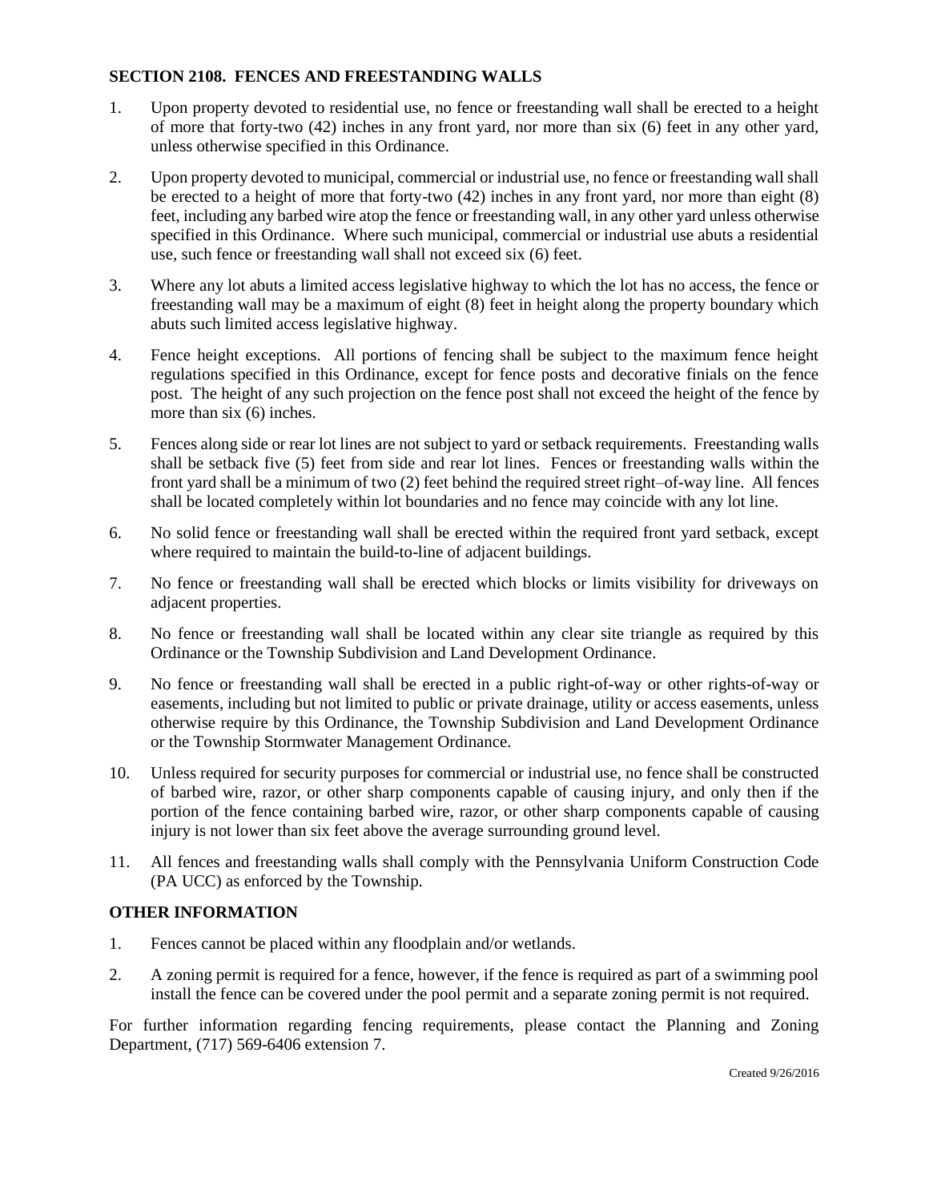## SECTION 2108. FENCES AND FREESTANDING WALLS

1. Upon property devoted to residential use, no fence or freestanding wall shall be erected to a height of more that forty-two (42) inches in any front yard, nor more than six (6) feet in any other yard, unless otherwise specified in this Ordinance.

2. Upon property devoted to municipal, commercial or industrial use, no fence or freestanding wall shall be erected to a height of more that forty-two (42) inches in any front yard, nor more than eight (8) feet, including any barbed wire atop the fence or freestanding wall, in any other yard unless otherwise specified in this Ordinance. Where such municipal, commercial or industrial use abuts a residential use, such fence or freestanding wall shall not exceed six (6) feet.

3. Where any lot abuts a limited access legislative highway to which the lot has no access, the fence or freestanding wall may be a maximum of eight (8) feet in height along the property boundary which abuts such limited access legislative highway.

4. Fence height exceptions. All portions of fencing shall be subject to the maximum fence height regulations specified in this Ordinance, except for fence posts and decorative finials on the fence post. The height of any such projection on the fence post shall not exceed the height of the fence by more than six (6) inches.

5. Fences along side or rear lot lines are not subject to yard or setback requirements. Freestanding walls shall be setback five (5) feet from side and rear lot lines. Fences or freestanding walls within the front yard shall be a minimum of two (2) feet behind the required street right–of-way line. All fences shall be located completely within lot boundaries and no fence may coincide with any lot line.

6. No solid fence or freestanding wall shall be erected within the required front yard setback, except where required to maintain the build-to-line of adjacent buildings.

7. No fence or freestanding wall shall be erected which blocks or limits visibility for driveways on adjacent properties.

8. No fence or freestanding wall shall be located within any clear site triangle as required by this Ordinance or the Township Subdivision and Land Development Ordinance.

9. No fence or freestanding wall shall be erected in a public right-of-way or other rights-of-way or easements, including but not limited to public or private drainage, utility or access easements, unless otherwise require by this Ordinance, the Township Subdivision and Land Development Ordinance or the Township Stormwater Management Ordinance.

10. Unless required for security purposes for commercial or industrial use, no fence shall be constructed of barbed wire, razor, or other sharp components capable of causing injury, and only then if the portion of the fence containing barbed wire, razor, or other sharp components capable of causing injury is not lower than six feet above the average surrounding ground level.

11. All fences and freestanding walls shall comply with the Pennsylvania Uniform Construction Code (PA UCC) as enforced by the Township.

## OTHER INFORMATION

1. Fences cannot be placed within any floodplain and/or wetlands.

2. A zoning permit is required for a fence, however, if the fence is required as part of a swimming pool install the fence can be covered under the pool permit and a separate zoning permit is not required.

For further information regarding fencing requirements, please contact the Planning and Zoning Department, (717) 569-6406 extension 7.

Created 9/26/2016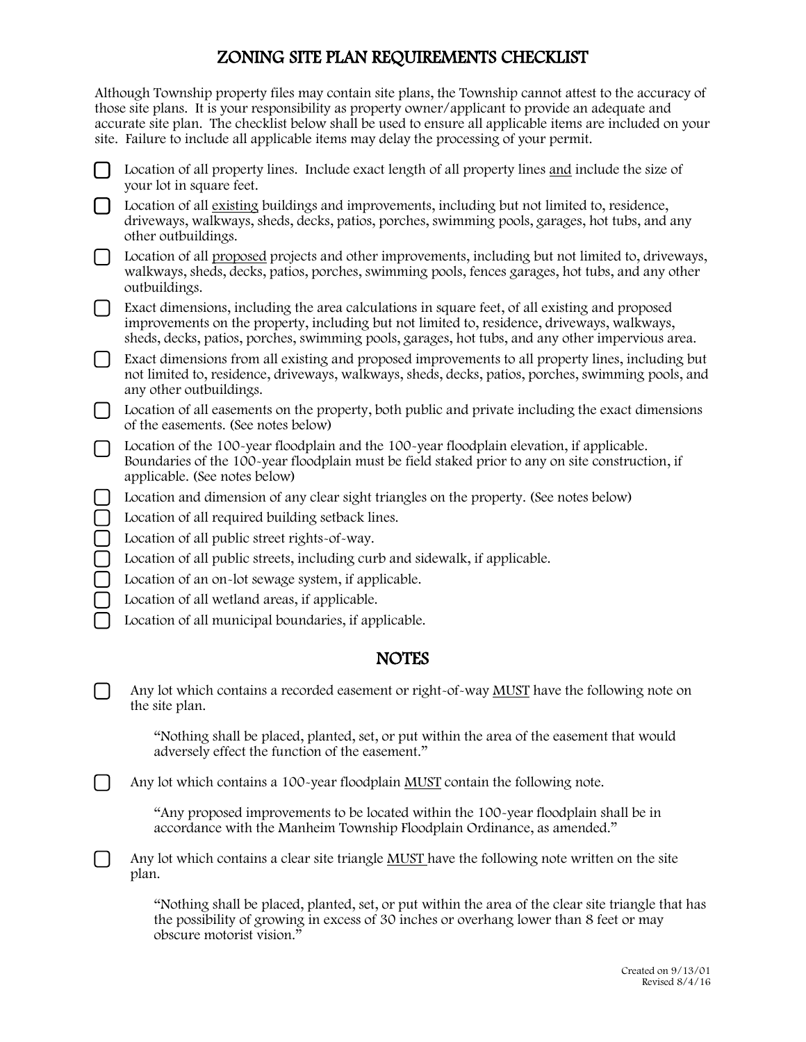# ZONING SITE PLAN REQUIREMENTS CHECKLIST

Although Township property files may contain site plans, the Township cannot attest to the accuracy of those site plans. It is your responsibility as property owner/applicant to provide an adequate and accurate site plan. The checklist below shall be used to ensure all applicable items are included on your site. Failure to include all applicable items may delay the processing of your permit.

- ☐ Location of all property lines. Include exact length of all property lines and include the size of your lot in square feet.
- ☐ Location of all existing buildings and improvements, including but not limited to, residence, driveways, walkways, sheds, decks, patios, porches, swimming pools, garages, hot tubs, and any other outbuildings.
- ☐ Location of all proposed projects and other improvements, including but not limited to, driveways, walkways, sheds, decks, patios, porches, swimming pools, fences garages, hot tubs, and any other outbuildings.
- ☐ Exact dimensions, including the area calculations in square feet, of all existing and proposed improvements on the property, including but not limited to, residence, driveways, walkways, sheds, decks, patios, porches, swimming pools, garages, hot tubs, and any other impervious area.
- ☐ Exact dimensions from all existing and proposed improvements to all property lines, including but not limited to, residence, driveways, walkways, sheds, decks, patios, porches, swimming pools, and any other outbuildings.
- ☐ Location of all easements on the property, both public and private including the exact dimensions of the easements. (See notes below)
- ☐ Location of the 100-year floodplain and the 100-year floodplain elevation, if applicable. Boundaries of the 100-year floodplain must be field staked prior to any on site construction, if applicable. (See notes below)
- ☐ Location and dimension of any clear sight triangles on the property. (See notes below)
- ☐ Location of all required building setback lines.
- ☐ Location of all public street rights-of-way.
- ☐ Location of all public streets, including curb and sidewalk, if applicable.
- ☐ Location of an on-lot sewage system, if applicable.
- ☐ Location of all wetland areas, if applicable.
- ☐ Location of all municipal boundaries, if applicable.

## NOTES

- ☐ Any lot which contains a recorded easement or right-of-way MUST have the following note on the site plan.

  "Nothing shall be placed, planted, set, or put within the area of the easement that would adversely effect the function of the easement."

- ☐ Any lot which contains a 100-year floodplain MUST contain the following note.

  "Any proposed improvements to be located within the 100-year floodplain shall be in accordance with the Manheim Township Floodplain Ordinance, as amended."

- ☐ Any lot which contains a clear site triangle MUST have the following note written on the site plan.

  "Nothing shall be placed, planted, set, or put within the area of the clear site triangle that has the possibility of growing in excess of 30 inches or overhang lower than 8 feet or may obscure motorist vision."

Created on 9/13/01
Revised 8/4/16